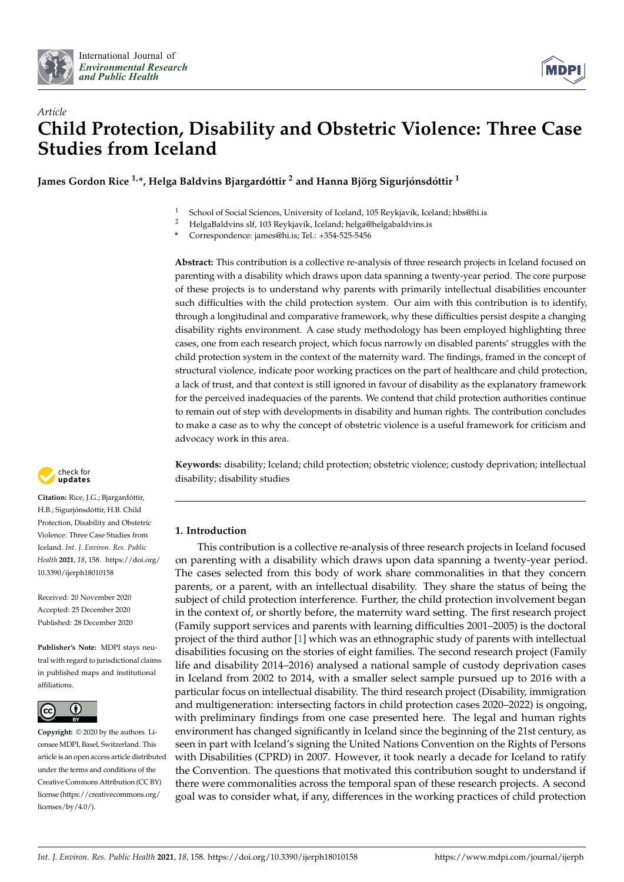*Article*

# Child Protection, Disability and Obstetric Violence: Three Case Studies from Iceland

**James Gordon Rice [1,*], Helga Baldvins Bjargardóttir [2] and Hanna Björg Sigurjónsdóttir [1]**

[1] School of Social Sciences, University of Iceland, 105 Reykjavík, Iceland; hbs@hi.is
[2] HelgaBaldvins slf, 103 Reykjavík, Iceland; helga@helgabaldvins.is
[*] Correspondence: james@hi.is; Tel.: +354-525-5456

**Abstract:** This contribution is a collective re-analysis of three research projects in Iceland focused on parenting with a disability which draws upon data spanning a twenty-year period. The core purpose of these projects is to understand why parents with primarily intellectual disabilities encounter such difficulties with the child protection system. Our aim with this contribution is to identify, through a longitudinal and comparative framework, why these difficulties persist despite a changing disability rights environment. A case study methodology has been employed highlighting three cases, one from each research project, which focus narrowly on disabled parents' struggles with the child protection system in the context of the maternity ward. The findings, framed in the concept of structural violence, indicate poor working practices on the part of healthcare and child protection, a lack of trust, and that context is still ignored in favour of disability as the explanatory framework for the perceived inadequacies of the parents. We contend that child protection authorities continue to remain out of step with developments in disability and human rights. The contribution concludes to make a case as to why the concept of obstetric violence is a useful framework for criticism and advocacy work in this area.

**Keywords:** disability; Iceland; child protection; obstetric violence; custody deprivation; intellectual disability; disability studies

**Citation:** Rice, J.G.; Bjargardóttir, H.B.; Sigurjónsdóttir, H.B. Child Protection, Disability and Obstetric Violence: Three Case Studies from Iceland. *Int. J. Environ. Res. Public Health* **2021**, *18*, 158. https://doi.org/10.3390/ijerph18010158

Received: 20 November 2020
Accepted: 25 December 2020
Published: 28 December 2020

**Publisher's Note:** MDPI stays neutral with regard to jurisdictional claims in published maps and institutional affiliations.

**Copyright:** © 2020 by the authors. Licensee MDPI, Basel, Switzerland. This article is an open access article distributed under the terms and conditions of the Creative Commons Attribution (CC BY) license (https://creativecommons.org/licenses/by/4.0/).

## 1. Introduction

This contribution is a collective re-analysis of three research projects in Iceland focused on parenting with a disability which draws upon data spanning a twenty-year period. The cases selected from this body of work share commonalities in that they concern parents, or a parent, with an intellectual disability. They share the status of being the subject of child protection interference. Further, the child protection involvement began in the context of, or shortly before, the maternity ward setting. The first research project (Family support services and parents with learning difficulties 2001–2005) is the doctoral project of the third author [1] which was an ethnographic study of parents with intellectual disabilities focusing on the stories of eight families. The second research project (Family life and disability 2014–2016) analysed a national sample of custody deprivation cases in Iceland from 2002 to 2014, with a smaller select sample pursued up to 2016 with a particular focus on intellectual disability. The third research project (Disability, immigration and multigeneration: intersecting factors in child protection cases 2020–2022) is ongoing, with preliminary findings from one case presented here. The legal and human rights environment has changed significantly in Iceland since the beginning of the 21st century, as seen in part with Iceland's signing the United Nations Convention on the Rights of Persons with Disabilities (CPRD) in 2007. However, it took nearly a decade for Iceland to ratify the Convention. The questions that motivated this contribution sought to understand if there were commonalities across the temporal span of these research projects. A second goal was to consider what, if any, differences in the working practices of child protection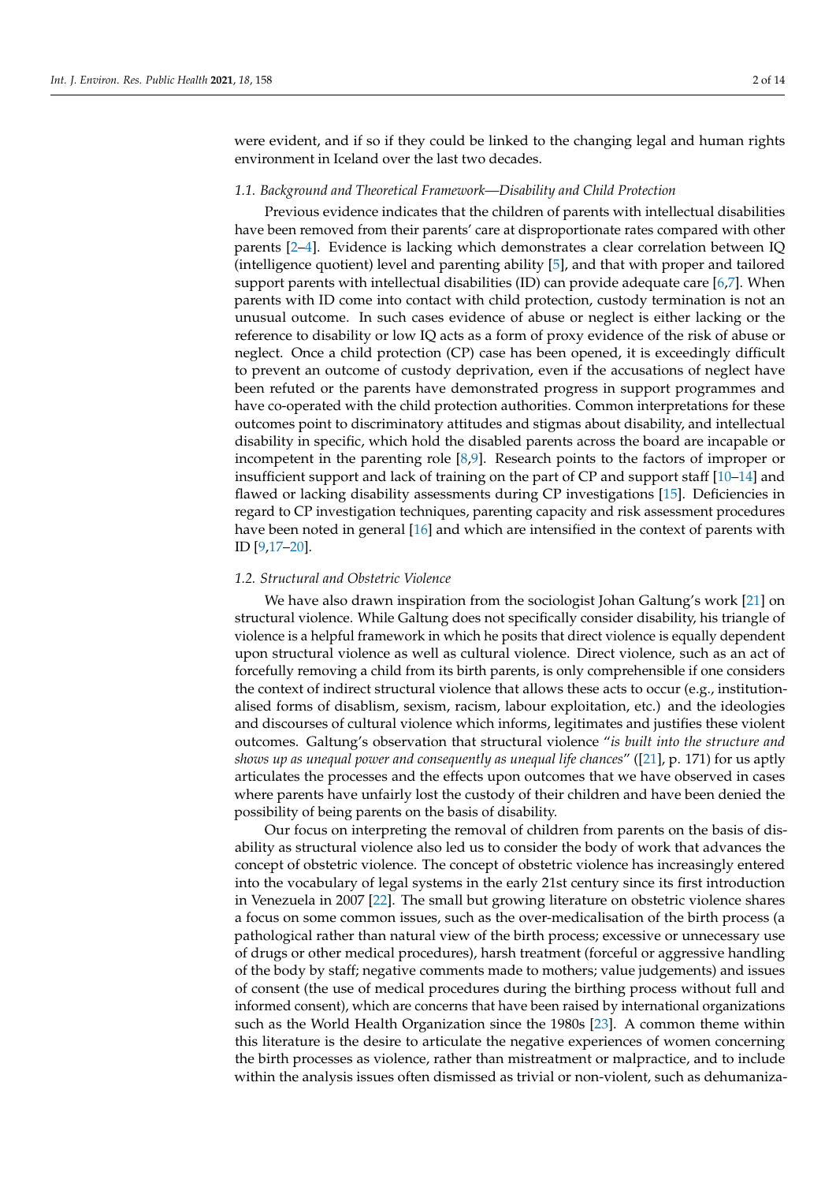were evident, and if so if they could be linked to the changing legal and human rights environment in Iceland over the last two decades.

### 1.1. Background and Theoretical Framework—Disability and Child Protection

Previous evidence indicates that the children of parents with intellectual disabilities have been removed from their parents' care at disproportionate rates compared with other parents [2–4]. Evidence is lacking which demonstrates a clear correlation between IQ (intelligence quotient) level and parenting ability [5], and that with proper and tailored support parents with intellectual disabilities (ID) can provide adequate care [6,7]. When parents with ID come into contact with child protection, custody termination is not an unusual outcome. In such cases evidence of abuse or neglect is either lacking or the reference to disability or low IQ acts as a form of proxy evidence of the risk of abuse or neglect. Once a child protection (CP) case has been opened, it is exceedingly difficult to prevent an outcome of custody deprivation, even if the accusations of neglect have been refuted or the parents have demonstrated progress in support programmes and have co-operated with the child protection authorities. Common interpretations for these outcomes point to discriminatory attitudes and stigmas about disability, and intellectual disability in specific, which hold the disabled parents across the board are incapable or incompetent in the parenting role [8,9]. Research points to the factors of improper or insufficient support and lack of training on the part of CP and support staff [10–14] and flawed or lacking disability assessments during CP investigations [15]. Deficiencies in regard to CP investigation techniques, parenting capacity and risk assessment procedures have been noted in general [16] and which are intensified in the context of parents with ID [9,17–20].

### 1.2. Structural and Obstetric Violence

We have also drawn inspiration from the sociologist Johan Galtung's work [21] on structural violence. While Galtung does not specifically consider disability, his triangle of violence is a helpful framework in which he posits that direct violence is equally dependent upon structural violence as well as cultural violence. Direct violence, such as an act of forcefully removing a child from its birth parents, is only comprehensible if one considers the context of indirect structural violence that allows these acts to occur (e.g., institutionalised forms of disablism, sexism, racism, labour exploitation, etc.) and the ideologies and discourses of cultural violence which informs, legitimates and justifies these violent outcomes. Galtung's observation that structural violence "*is built into the structure and shows up as unequal power and consequently as unequal life chances*" ([21], p. 171) for us aptly articulates the processes and the effects upon outcomes that we have observed in cases where parents have unfairly lost the custody of their children and have been denied the possibility of being parents on the basis of disability.

Our focus on interpreting the removal of children from parents on the basis of disability as structural violence also led us to consider the body of work that advances the concept of obstetric violence. The concept of obstetric violence has increasingly entered into the vocabulary of legal systems in the early 21st century since its first introduction in Venezuela in 2007 [22]. The small but growing literature on obstetric violence shares a focus on some common issues, such as the over-medicalisation of the birth process (a pathological rather than natural view of the birth process; excessive or unnecessary use of drugs or other medical procedures), harsh treatment (forceful or aggressive handling of the body by staff; negative comments made to mothers; value judgements) and issues of consent (the use of medical procedures during the birthing process without full and informed consent), which are concerns that have been raised by international organizations such as the World Health Organization since the 1980s [23]. A common theme within this literature is the desire to articulate the negative experiences of women concerning the birth processes as violence, rather than mistreatment or malpractice, and to include within the analysis issues often dismissed as trivial or non-violent, such as dehumaniza-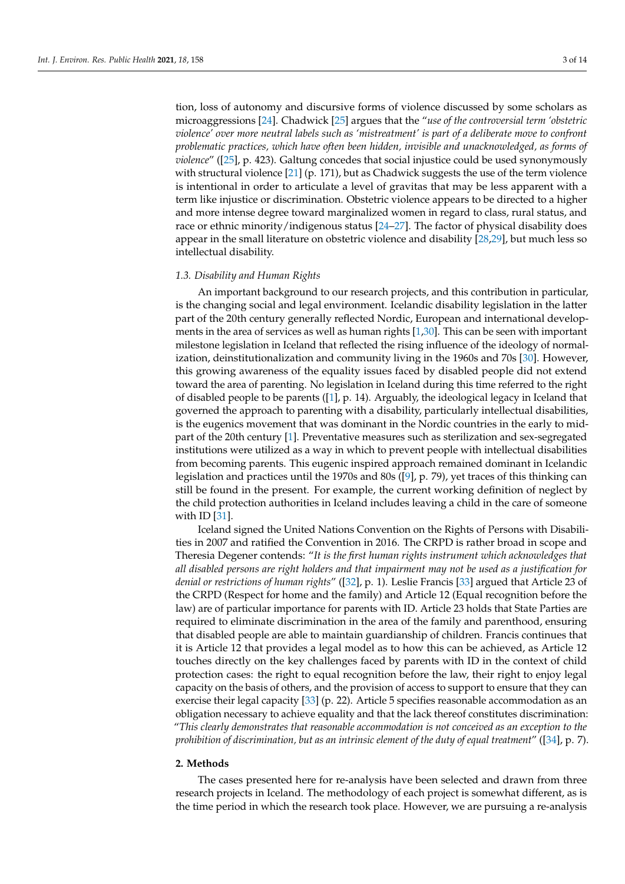tion, loss of autonomy and discursive forms of violence discussed by some scholars as microaggressions [24]. Chadwick [25] argues that the "*use of the controversial term 'obstetric violence' over more neutral labels such as 'mistreatment' is part of a deliberate move to confront problematic practices, which have often been hidden, invisible and unacknowledged, as forms of violence*" ([25], p. 423). Galtung concedes that social injustice could be used synonymously with structural violence [21] (p. 171), but as Chadwick suggests the use of the term violence is intentional in order to articulate a level of gravitas that may be less apparent with a term like injustice or discrimination. Obstetric violence appears to be directed to a higher and more intense degree toward marginalized women in regard to class, rural status, and race or ethnic minority/indigenous status [24–27]. The factor of physical disability does appear in the small literature on obstetric violence and disability [28,29], but much less so intellectual disability.

### 1.3. Disability and Human Rights

An important background to our research projects, and this contribution in particular, is the changing social and legal environment. Icelandic disability legislation in the latter part of the 20th century generally reflected Nordic, European and international developments in the area of services as well as human rights [1,30]. This can be seen with important milestone legislation in Iceland that reflected the rising influence of the ideology of normalization, deinstitutionalization and community living in the 1960s and 70s [30]. However, this growing awareness of the equality issues faced by disabled people did not extend toward the area of parenting. No legislation in Iceland during this time referred to the right of disabled people to be parents ([1], p. 14). Arguably, the ideological legacy in Iceland that governed the approach to parenting with a disability, particularly intellectual disabilities, is the eugenics movement that was dominant in the Nordic countries in the early to mid-part of the 20th century [1]. Preventative measures such as sterilization and sex-segregated institutions were utilized as a way in which to prevent people with intellectual disabilities from becoming parents. This eugenic inspired approach remained dominant in Icelandic legislation and practices until the 1970s and 80s ([9], p. 79), yet traces of this thinking can still be found in the present. For example, the current working definition of neglect by the child protection authorities in Iceland includes leaving a child in the care of someone with ID [31].

Iceland signed the United Nations Convention on the Rights of Persons with Disabilities in 2007 and ratified the Convention in 2016. The CRPD is rather broad in scope and Theresia Degener contends: "*It is the first human rights instrument which acknowledges that all disabled persons are right holders and that impairment may not be used as a justification for denial or restrictions of human rights*" ([32], p. 1). Leslie Francis [33] argued that Article 23 of the CRPD (Respect for home and the family) and Article 12 (Equal recognition before the law) are of particular importance for parents with ID. Article 23 holds that State Parties are required to eliminate discrimination in the area of the family and parenthood, ensuring that disabled people are able to maintain guardianship of children. Francis continues that it is Article 12 that provides a legal model as to how this can be achieved, as Article 12 touches directly on the key challenges faced by parents with ID in the context of child protection cases: the right to equal recognition before the law, their right to enjoy legal capacity on the basis of others, and the provision of access to support to ensure that they can exercise their legal capacity [33] (p. 22). Article 5 specifies reasonable accommodation as an obligation necessary to achieve equality and that the lack thereof constitutes discrimination: "*This clearly demonstrates that reasonable accommodation is not conceived as an exception to the prohibition of discrimination, but as an intrinsic element of the duty of equal treatment*" ([34], p. 7).

## 2. Methods

The cases presented here for re-analysis have been selected and drawn from three research projects in Iceland. The methodology of each project is somewhat different, as is the time period in which the research took place. However, we are pursuing a re-analysis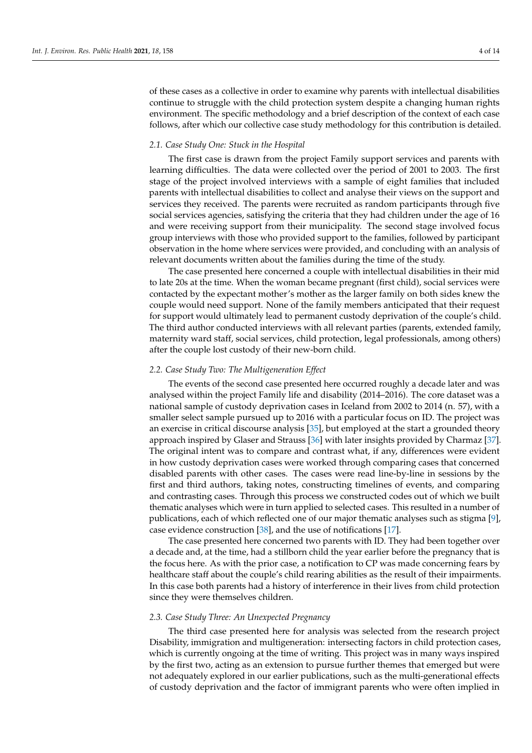of these cases as a collective in order to examine why parents with intellectual disabilities continue to struggle with the child protection system despite a changing human rights environment. The specific methodology and a brief description of the context of each case follows, after which our collective case study methodology for this contribution is detailed.

### 2.1. Case Study One: Stuck in the Hospital

The first case is drawn from the project Family support services and parents with learning difficulties. The data were collected over the period of 2001 to 2003. The first stage of the project involved interviews with a sample of eight families that included parents with intellectual disabilities to collect and analyse their views on the support and services they received. The parents were recruited as random participants through five social services agencies, satisfying the criteria that they had children under the age of 16 and were receiving support from their municipality. The second stage involved focus group interviews with those who provided support to the families, followed by participant observation in the home where services were provided, and concluding with an analysis of relevant documents written about the families during the time of the study.

The case presented here concerned a couple with intellectual disabilities in their mid to late 20s at the time. When the woman became pregnant (first child), social services were contacted by the expectant mother's mother as the larger family on both sides knew the couple would need support. None of the family members anticipated that their request for support would ultimately lead to permanent custody deprivation of the couple's child. The third author conducted interviews with all relevant parties (parents, extended family, maternity ward staff, social services, child protection, legal professionals, among others) after the couple lost custody of their new-born child.

### 2.2. Case Study Two: The Multigeneration Effect

The events of the second case presented here occurred roughly a decade later and was analysed within the project Family life and disability (2014–2016). The core dataset was a national sample of custody deprivation cases in Iceland from 2002 to 2014 (n. 57), with a smaller select sample pursued up to 2016 with a particular focus on ID. The project was an exercise in critical discourse analysis [35], but employed at the start a grounded theory approach inspired by Glaser and Strauss [36] with later insights provided by Charmaz [37]. The original intent was to compare and contrast what, if any, differences were evident in how custody deprivation cases were worked through comparing cases that concerned disabled parents with other cases. The cases were read line-by-line in sessions by the first and third authors, taking notes, constructing timelines of events, and comparing and contrasting cases. Through this process we constructed codes out of which we built thematic analyses which were in turn applied to selected cases. This resulted in a number of publications, each of which reflected one of our major thematic analyses such as stigma [9], case evidence construction [38], and the use of notifications [17].

The case presented here concerned two parents with ID. They had been together over a decade and, at the time, had a stillborn child the year earlier before the pregnancy that is the focus here. As with the prior case, a notification to CP was made concerning fears by healthcare staff about the couple's child rearing abilities as the result of their impairments. In this case both parents had a history of interference in their lives from child protection since they were themselves children.

### 2.3. Case Study Three: An Unexpected Pregnancy

The third case presented here for analysis was selected from the research project Disability, immigration and multigeneration: intersecting factors in child protection cases, which is currently ongoing at the time of writing. This project was in many ways inspired by the first two, acting as an extension to pursue further themes that emerged but were not adequately explored in our earlier publications, such as the multi-generational effects of custody deprivation and the factor of immigrant parents who were often implied in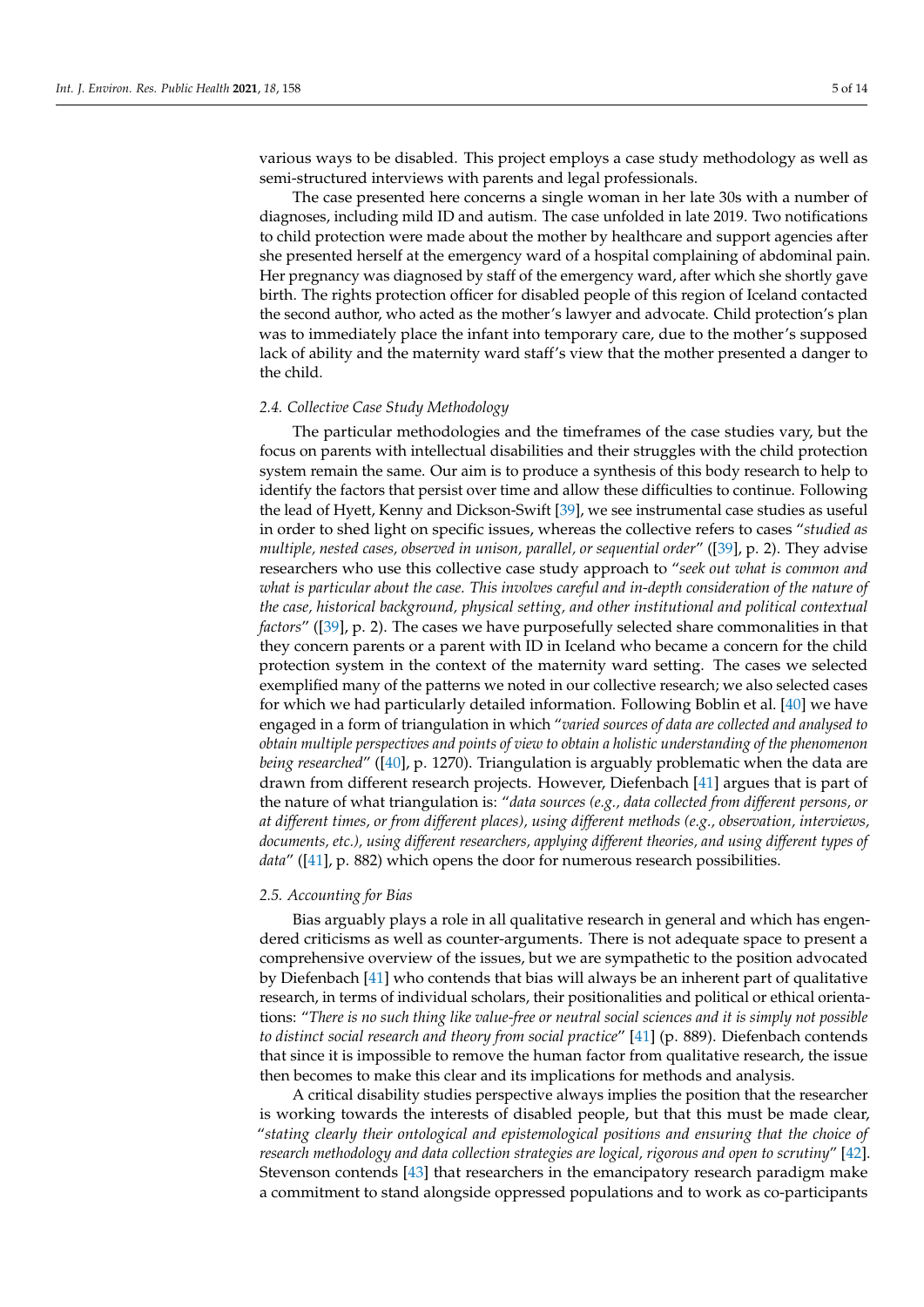various ways to be disabled. This project employs a case study methodology as well as semi-structured interviews with parents and legal professionals.

The case presented here concerns a single woman in her late 30s with a number of diagnoses, including mild ID and autism. The case unfolded in late 2019. Two notifications to child protection were made about the mother by healthcare and support agencies after she presented herself at the emergency ward of a hospital complaining of abdominal pain. Her pregnancy was diagnosed by staff of the emergency ward, after which she shortly gave birth. The rights protection officer for disabled people of this region of Iceland contacted the second author, who acted as the mother's lawyer and advocate. Child protection's plan was to immediately place the infant into temporary care, due to the mother's supposed lack of ability and the maternity ward staff's view that the mother presented a danger to the child.

### 2.4. Collective Case Study Methodology

The particular methodologies and the timeframes of the case studies vary, but the focus on parents with intellectual disabilities and their struggles with the child protection system remain the same. Our aim is to produce a synthesis of this body research to help to identify the factors that persist over time and allow these difficulties to continue. Following the lead of Hyett, Kenny and Dickson-Swift [39], we see instrumental case studies as useful in order to shed light on specific issues, whereas the collective refers to cases "*studied as multiple, nested cases, observed in unison, parallel, or sequential order*" ([39], p. 2). They advise researchers who use this collective case study approach to "*seek out what is common and what is particular about the case. This involves careful and in-depth consideration of the nature of the case, historical background, physical setting, and other institutional and political contextual factors*" ([39], p. 2). The cases we have purposefully selected share commonalities in that they concern parents or a parent with ID in Iceland who became a concern for the child protection system in the context of the maternity ward setting. The cases we selected exemplified many of the patterns we noted in our collective research; we also selected cases for which we had particularly detailed information. Following Boblin et al. [40] we have engaged in a form of triangulation in which "*varied sources of data are collected and analysed to obtain multiple perspectives and points of view to obtain a holistic understanding of the phenomenon being researched*" ([40], p. 1270). Triangulation is arguably problematic when the data are drawn from different research projects. However, Diefenbach [41] argues that is part of the nature of what triangulation is: "*data sources (e.g., data collected from different persons, or at different times, or from different places), using different methods (e.g., observation, interviews, documents, etc.), using different researchers, applying different theories, and using different types of data*" ([41], p. 882) which opens the door for numerous research possibilities.

### 2.5. Accounting for Bias

Bias arguably plays a role in all qualitative research in general and which has engendered criticisms as well as counter-arguments. There is not adequate space to present a comprehensive overview of the issues, but we are sympathetic to the position advocated by Diefenbach [41] who contends that bias will always be an inherent part of qualitative research, in terms of individual scholars, their positionalities and political or ethical orientations: "*There is no such thing like value-free or neutral social sciences and it is simply not possible to distinct social research and theory from social practice*" [41] (p. 889). Diefenbach contends that since it is impossible to remove the human factor from qualitative research, the issue then becomes to make this clear and its implications for methods and analysis.

A critical disability studies perspective always implies the position that the researcher is working towards the interests of disabled people, but that this must be made clear, "*stating clearly their ontological and epistemological positions and ensuring that the choice of research methodology and data collection strategies are logical, rigorous and open to scrutiny*" [42]. Stevenson contends [43] that researchers in the emancipatory research paradigm make a commitment to stand alongside oppressed populations and to work as co-participants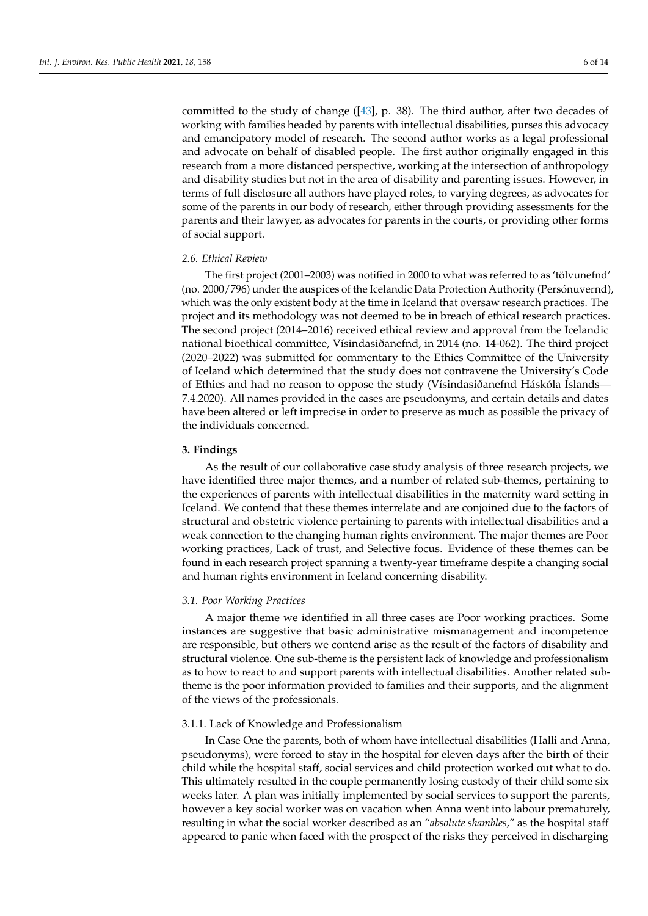committed to the study of change ([43], p. 38). The third author, after two decades of working with families headed by parents with intellectual disabilities, purses this advocacy and emancipatory model of research. The second author works as a legal professional and advocate on behalf of disabled people. The first author originally engaged in this research from a more distanced perspective, working at the intersection of anthropology and disability studies but not in the area of disability and parenting issues. However, in terms of full disclosure all authors have played roles, to varying degrees, as advocates for some of the parents in our body of research, either through providing assessments for the parents and their lawyer, as advocates for parents in the courts, or providing other forms of social support.

### 2.6. Ethical Review

The first project (2001–2003) was notified in 2000 to what was referred to as 'tölvunefnd' (no. 2000/796) under the auspices of the Icelandic Data Protection Authority (Persónuvernd), which was the only existent body at the time in Iceland that oversaw research practices. The project and its methodology was not deemed to be in breach of ethical research practices. The second project (2014–2016) received ethical review and approval from the Icelandic national bioethical committee, Vísindasiðanefnd, in 2014 (no. 14-062). The third project (2020–2022) was submitted for commentary to the Ethics Committee of the University of Iceland which determined that the study does not contravene the University's Code of Ethics and had no reason to oppose the study (Vísindasiðanefnd Háskóla Íslands—7.4.2020). All names provided in the cases are pseudonyms, and certain details and dates have been altered or left imprecise in order to preserve as much as possible the privacy of the individuals concerned.

## 3. Findings

As the result of our collaborative case study analysis of three research projects, we have identified three major themes, and a number of related sub-themes, pertaining to the experiences of parents with intellectual disabilities in the maternity ward setting in Iceland. We contend that these themes interrelate and are conjoined due to the factors of structural and obstetric violence pertaining to parents with intellectual disabilities and a weak connection to the changing human rights environment. The major themes are Poor working practices, Lack of trust, and Selective focus. Evidence of these themes can be found in each research project spanning a twenty-year timeframe despite a changing social and human rights environment in Iceland concerning disability.

### 3.1. Poor Working Practices

A major theme we identified in all three cases are Poor working practices. Some instances are suggestive that basic administrative mismanagement and incompetence are responsible, but others we contend arise as the result of the factors of disability and structural violence. One sub-theme is the persistent lack of knowledge and professionalism as to how to react to and support parents with intellectual disabilities. Another related sub-theme is the poor information provided to families and their supports, and the alignment of the views of the professionals.

#### 3.1.1. Lack of Knowledge and Professionalism

In Case One the parents, both of whom have intellectual disabilities (Halli and Anna, pseudonyms), were forced to stay in the hospital for eleven days after the birth of their child while the hospital staff, social services and child protection worked out what to do. This ultimately resulted in the couple permanently losing custody of their child some six weeks later. A plan was initially implemented by social services to support the parents, however a key social worker was on vacation when Anna went into labour prematurely, resulting in what the social worker described as an "*absolute shambles*," as the hospital staff appeared to panic when faced with the prospect of the risks they perceived in discharging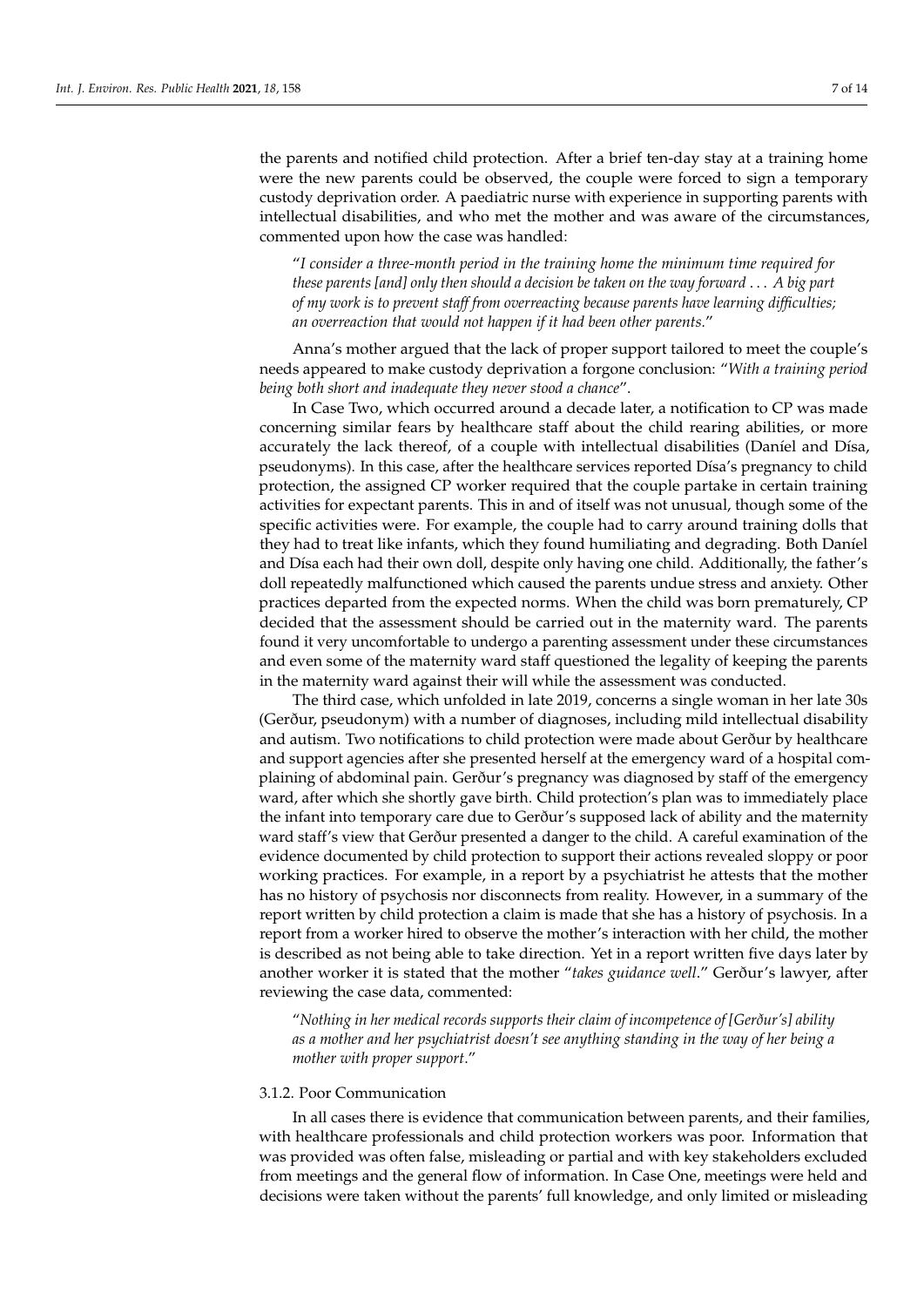the parents and notified child protection. After a brief ten-day stay at a training home were the new parents could be observed, the couple were forced to sign a temporary custody deprivation order. A paediatric nurse with experience in supporting parents with intellectual disabilities, and who met the mother and was aware of the circumstances, commented upon how the case was handled:

> "*I consider a three-month period in the training home the minimum time required for these parents [and] only then should a decision be taken on the way forward . . . A big part of my work is to prevent staff from overreacting because parents have learning difficulties; an overreaction that would not happen if it had been other parents.*"

Anna's mother argued that the lack of proper support tailored to meet the couple's needs appeared to make custody deprivation a forgone conclusion: "*With a training period being both short and inadequate they never stood a chance*".

In Case Two, which occurred around a decade later, a notification to CP was made concerning similar fears by healthcare staff about the child rearing abilities, or more accurately the lack thereof, of a couple with intellectual disabilities (Daníel and Dísa, pseudonyms). In this case, after the healthcare services reported Dísa's pregnancy to child protection, the assigned CP worker required that the couple partake in certain training activities for expectant parents. This in and of itself was not unusual, though some of the specific activities were. For example, the couple had to carry around training dolls that they had to treat like infants, which they found humiliating and degrading. Both Daníel and Dísa each had their own doll, despite only having one child. Additionally, the father's doll repeatedly malfunctioned which caused the parents undue stress and anxiety. Other practices departed from the expected norms. When the child was born prematurely, CP decided that the assessment should be carried out in the maternity ward. The parents found it very uncomfortable to undergo a parenting assessment under these circumstances and even some of the maternity ward staff questioned the legality of keeping the parents in the maternity ward against their will while the assessment was conducted.

The third case, which unfolded in late 2019, concerns a single woman in her late 30s (Gerður, pseudonym) with a number of diagnoses, including mild intellectual disability and autism. Two notifications to child protection were made about Gerður by healthcare and support agencies after she presented herself at the emergency ward of a hospital complaining of abdominal pain. Gerður's pregnancy was diagnosed by staff of the emergency ward, after which she shortly gave birth. Child protection's plan was to immediately place the infant into temporary care due to Gerður's supposed lack of ability and the maternity ward staff's view that Gerður presented a danger to the child. A careful examination of the evidence documented by child protection to support their actions revealed sloppy or poor working practices. For example, in a report by a psychiatrist he attests that the mother has no history of psychosis nor disconnects from reality. However, in a summary of the report written by child protection a claim is made that she has a history of psychosis. In a report from a worker hired to observe the mother's interaction with her child, the mother is described as not being able to take direction. Yet in a report written five days later by another worker it is stated that the mother "*takes guidance well*." Gerður's lawyer, after reviewing the case data, commented:

> "*Nothing in her medical records supports their claim of incompetence of [Gerður's] ability as a mother and her psychiatrist doesn't see anything standing in the way of her being a mother with proper support*."

#### 3.1.2. Poor Communication

In all cases there is evidence that communication between parents, and their families, with healthcare professionals and child protection workers was poor. Information that was provided was often false, misleading or partial and with key stakeholders excluded from meetings and the general flow of information. In Case One, meetings were held and decisions were taken without the parents' full knowledge, and only limited or misleading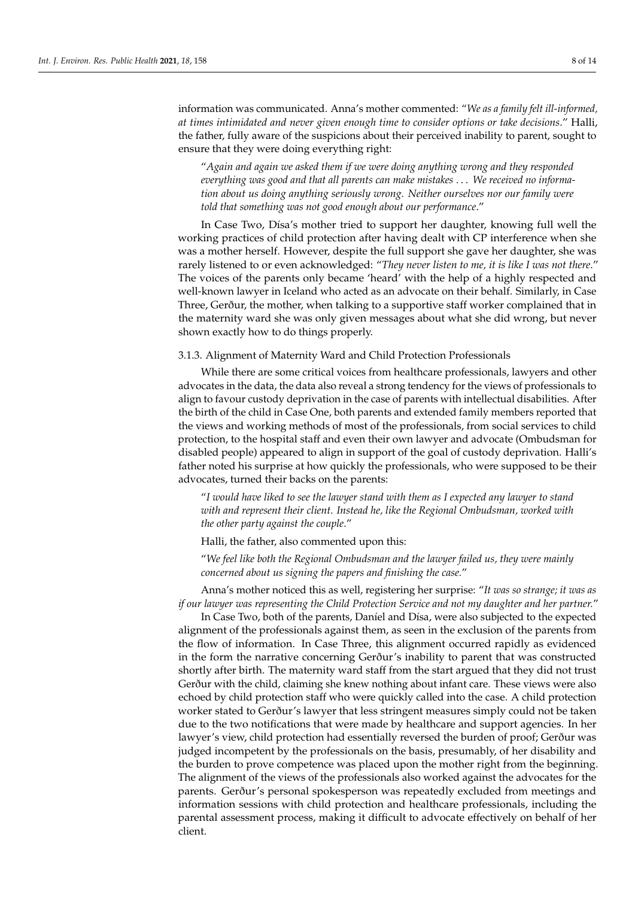information was communicated. Anna's mother commented: "*We as a family felt ill-informed, at times intimidated and never given enough time to consider options or take decisions.*" Halli, the father, fully aware of the suspicions about their perceived inability to parent, sought to ensure that they were doing everything right:

> "*Again and again we asked them if we were doing anything wrong and they responded everything was good and that all parents can make mistakes ... We received no information about us doing anything seriously wrong. Neither ourselves nor our family were told that something was not good enough about our performance*."

In Case Two, Dísa's mother tried to support her daughter, knowing full well the working practices of child protection after having dealt with CP interference when she was a mother herself. However, despite the full support she gave her daughter, she was rarely listened to or even acknowledged: "*They never listen to me, it is like I was not there*." The voices of the parents only became 'heard' with the help of a highly respected and well-known lawyer in Iceland who acted as an advocate on their behalf. Similarly, in Case Three, Gerður, the mother, when talking to a supportive staff worker complained that in the maternity ward she was only given messages about what she did wrong, but never shown exactly how to do things properly.

#### 3.1.3. Alignment of Maternity Ward and Child Protection Professionals

While there are some critical voices from healthcare professionals, lawyers and other advocates in the data, the data also reveal a strong tendency for the views of professionals to align to favour custody deprivation in the case of parents with intellectual disabilities. After the birth of the child in Case One, both parents and extended family members reported that the views and working methods of most of the professionals, from social services to child protection, to the hospital staff and even their own lawyer and advocate (Ombudsman for disabled people) appeared to align in support of the goal of custody deprivation. Halli's father noted his surprise at how quickly the professionals, who were supposed to be their advocates, turned their backs on the parents:

> "*I would have liked to see the lawyer stand with them as I expected any lawyer to stand with and represent their client. Instead he, like the Regional Ombudsman, worked with the other party against the couple*."

Halli, the father, also commented upon this:

> "*We feel like both the Regional Ombudsman and the lawyer failed us, they were mainly concerned about us signing the papers and finishing the case.*"

Anna's mother noticed this as well, registering her surprise: "*It was so strange; it was as if our lawyer was representing the Child Protection Service and not my daughter and her partner.*"

In Case Two, both of the parents, Daníel and Dísa, were also subjected to the expected alignment of the professionals against them, as seen in the exclusion of the parents from the flow of information. In Case Three, this alignment occurred rapidly as evidenced in the form the narrative concerning Gerður's inability to parent that was constructed shortly after birth. The maternity ward staff from the start argued that they did not trust Gerður with the child, claiming she knew nothing about infant care. These views were also echoed by child protection staff who were quickly called into the case. A child protection worker stated to Gerður's lawyer that less stringent measures simply could not be taken due to the two notifications that were made by healthcare and support agencies. In her lawyer's view, child protection had essentially reversed the burden of proof; Gerður was judged incompetent by the professionals on the basis, presumably, of her disability and the burden to prove competence was placed upon the mother right from the beginning. The alignment of the views of the professionals also worked against the advocates for the parents. Gerður's personal spokesperson was repeatedly excluded from meetings and information sessions with child protection and healthcare professionals, including the parental assessment process, making it difficult to advocate effectively on behalf of her client.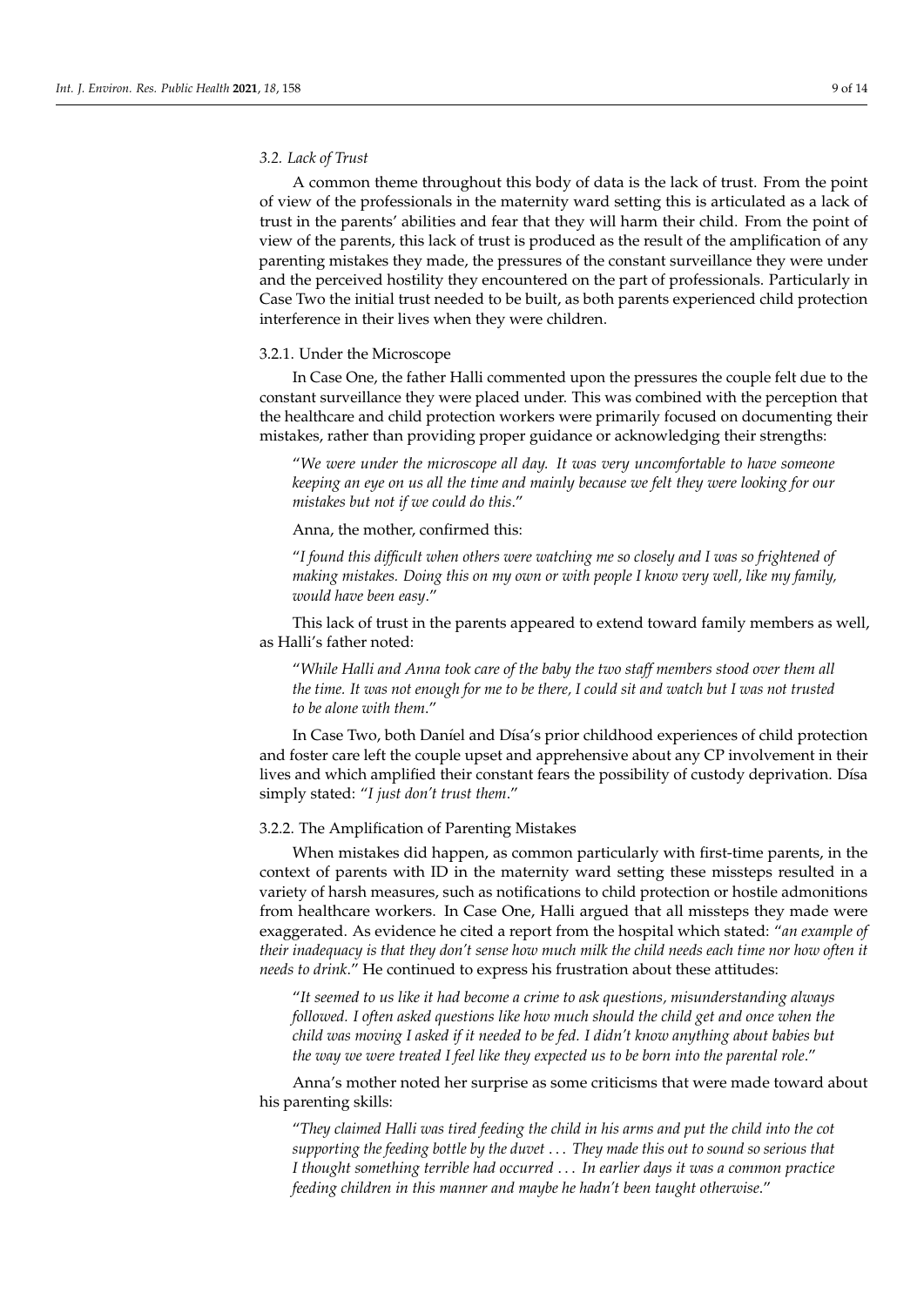### 3.2. Lack of Trust

A common theme throughout this body of data is the lack of trust. From the point of view of the professionals in the maternity ward setting this is articulated as a lack of trust in the parents' abilities and fear that they will harm their child. From the point of view of the parents, this lack of trust is produced as the result of the amplification of any parenting mistakes they made, the pressures of the constant surveillance they were under and the perceived hostility they encountered on the part of professionals. Particularly in Case Two the initial trust needed to be built, as both parents experienced child protection interference in their lives when they were children.

#### 3.2.1. Under the Microscope

In Case One, the father Halli commented upon the pressures the couple felt due to the constant surveillance they were placed under. This was combined with the perception that the healthcare and child protection workers were primarily focused on documenting their mistakes, rather than providing proper guidance or acknowledging their strengths:

> "*We were under the microscope all day. It was very uncomfortable to have someone keeping an eye on us all the time and mainly because we felt they were looking for our mistakes but not if we could do this*."

Anna, the mother, confirmed this:

> "*I found this difficult when others were watching me so closely and I was so frightened of making mistakes. Doing this on my own or with people I know very well, like my family, would have been easy*."

This lack of trust in the parents appeared to extend toward family members as well, as Halli's father noted:

> "*While Halli and Anna took care of the baby the two staff members stood over them all the time. It was not enough for me to be there, I could sit and watch but I was not trusted to be alone with them*."

In Case Two, both Daníel and Dísa's prior childhood experiences of child protection and foster care left the couple upset and apprehensive about any CP involvement in their lives and which amplified their constant fears the possibility of custody deprivation. Dísa simply stated: "*I just don't trust them*."

#### 3.2.2. The Amplification of Parenting Mistakes

When mistakes did happen, as common particularly with first-time parents, in the context of parents with ID in the maternity ward setting these missteps resulted in a variety of harsh measures, such as notifications to child protection or hostile admonitions from healthcare workers. In Case One, Halli argued that all missteps they made were exaggerated. As evidence he cited a report from the hospital which stated: "*an example of their inadequacy is that they don't sense how much milk the child needs each time nor how often it needs to drink*." He continued to express his frustration about these attitudes:

> "*It seemed to us like it had become a crime to ask questions, misunderstanding always followed. I often asked questions like how much should the child get and once when the child was moving I asked if it needed to be fed. I didn't know anything about babies but the way we were treated I feel like they expected us to be born into the parental role*."

Anna's mother noted her surprise as some criticisms that were made toward about his parenting skills:

> "*They claimed Halli was tired feeding the child in his arms and put the child into the cot supporting the feeding bottle by the duvet ... They made this out to sound so serious that I thought something terrible had occurred ... In earlier days it was a common practice feeding children in this manner and maybe he hadn't been taught otherwise*."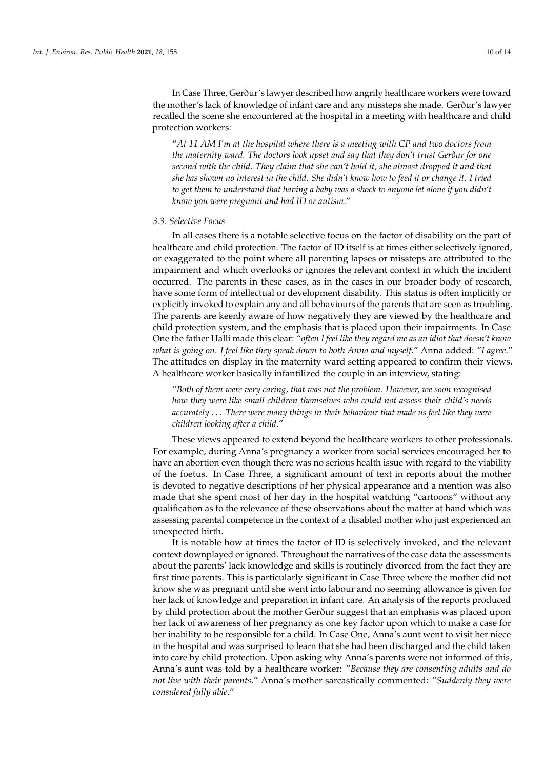In Case Three, Gerður's lawyer described how angrily healthcare workers were toward the mother's lack of knowledge of infant care and any missteps she made. Gerður's lawyer recalled the scene she encountered at the hospital in a meeting with healthcare and child protection workers:

> "*At 11 AM I'm at the hospital where there is a meeting with CP and two doctors from the maternity ward. The doctors look upset and say that they don't trust Gerður for one second with the child. They claim that she can't hold it, she almost dropped it and that she has shown no interest in the child. She didn't know how to feed it or change it. I tried to get them to understand that having a baby was a shock to anyone let alone if you didn't know you were pregnant and had ID or autism*."

### 3.3. Selective Focus

In all cases there is a notable selective focus on the factor of disability on the part of healthcare and child protection. The factor of ID itself is at times either selectively ignored, or exaggerated to the point where all parenting lapses or missteps are attributed to the impairment and which overlooks or ignores the relevant context in which the incident occurred. The parents in these cases, as in the cases in our broader body of research, have some form of intellectual or development disability. This status is often implicitly or explicitly invoked to explain any and all behaviours of the parents that are seen as troubling. The parents are keenly aware of how negatively they are viewed by the healthcare and child protection system, and the emphasis that is placed upon their impairments. In Case One the father Halli made this clear: "*often I feel like they regard me as an idiot that doesn't know what is going on. I feel like they speak down to both Anna and myself*." Anna added: "*I agree*." The attitudes on display in the maternity ward setting appeared to confirm their views. A healthcare worker basically infantilized the couple in an interview, stating:

> "*Both of them were very caring, that was not the problem. However, we soon recognised how they were like small children themselves who could not assess their child's needs accurately . . . There were many things in their behaviour that made us feel like they were children looking after a child*."

These views appeared to extend beyond the healthcare workers to other professionals. For example, during Anna's pregnancy a worker from social services encouraged her to have an abortion even though there was no serious health issue with regard to the viability of the foetus. In Case Three, a significant amount of text in reports about the mother is devoted to negative descriptions of her physical appearance and a mention was also made that she spent most of her day in the hospital watching "cartoons" without any qualification as to the relevance of these observations about the matter at hand which was assessing parental competence in the context of a disabled mother who just experienced an unexpected birth.

It is notable how at times the factor of ID is selectively invoked, and the relevant context downplayed or ignored. Throughout the narratives of the case data the assessments about the parents' lack knowledge and skills is routinely divorced from the fact they are first time parents. This is particularly significant in Case Three where the mother did not know she was pregnant until she went into labour and no seeming allowance is given for her lack of knowledge and preparation in infant care. An analysis of the reports produced by child protection about the mother Gerður suggest that an emphasis was placed upon her lack of awareness of her pregnancy as one key factor upon which to make a case for her inability to be responsible for a child. In Case One, Anna's aunt went to visit her niece in the hospital and was surprised to learn that she had been discharged and the child taken into care by child protection. Upon asking why Anna's parents were not informed of this, Anna's aunt was told by a healthcare worker: "*Because they are consenting adults and do not live with their parents*." Anna's mother sarcastically commented: "*Suddenly they were considered fully able*."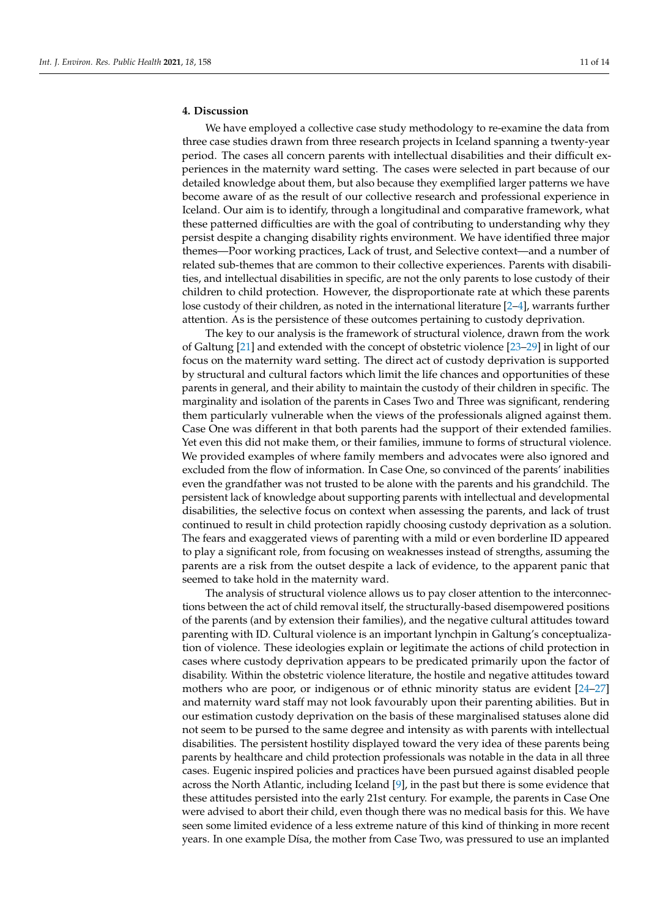## 4. Discussion

We have employed a collective case study methodology to re-examine the data from three case studies drawn from three research projects in Iceland spanning a twenty-year period. The cases all concern parents with intellectual disabilities and their difficult experiences in the maternity ward setting. The cases were selected in part because of our detailed knowledge about them, but also because they exemplified larger patterns we have become aware of as the result of our collective research and professional experience in Iceland. Our aim is to identify, through a longitudinal and comparative framework, what these patterned difficulties are with the goal of contributing to understanding why they persist despite a changing disability rights environment. We have identified three major themes—Poor working practices, Lack of trust, and Selective context—and a number of related sub-themes that are common to their collective experiences. Parents with disabilities, and intellectual disabilities in specific, are not the only parents to lose custody of their children to child protection. However, the disproportionate rate at which these parents lose custody of their children, as noted in the international literature [2–4], warrants further attention. As is the persistence of these outcomes pertaining to custody deprivation.

The key to our analysis is the framework of structural violence, drawn from the work of Galtung [21] and extended with the concept of obstetric violence [23–29] in light of our focus on the maternity ward setting. The direct act of custody deprivation is supported by structural and cultural factors which limit the life chances and opportunities of these parents in general, and their ability to maintain the custody of their children in specific. The marginality and isolation of the parents in Cases Two and Three was significant, rendering them particularly vulnerable when the views of the professionals aligned against them. Case One was different in that both parents had the support of their extended families. Yet even this did not make them, or their families, immune to forms of structural violence. We provided examples of where family members and advocates were also ignored and excluded from the flow of information. In Case One, so convinced of the parents' inabilities even the grandfather was not trusted to be alone with the parents and his grandchild. The persistent lack of knowledge about supporting parents with intellectual and developmental disabilities, the selective focus on context when assessing the parents, and lack of trust continued to result in child protection rapidly choosing custody deprivation as a solution. The fears and exaggerated views of parenting with a mild or even borderline ID appeared to play a significant role, from focusing on weaknesses instead of strengths, assuming the parents are a risk from the outset despite a lack of evidence, to the apparent panic that seemed to take hold in the maternity ward.

The analysis of structural violence allows us to pay closer attention to the interconnections between the act of child removal itself, the structurally-based disempowered positions of the parents (and by extension their families), and the negative cultural attitudes toward parenting with ID. Cultural violence is an important lynchpin in Galtung's conceptualization of violence. These ideologies explain or legitimate the actions of child protection in cases where custody deprivation appears to be predicated primarily upon the factor of disability. Within the obstetric violence literature, the hostile and negative attitudes toward mothers who are poor, or indigenous or of ethnic minority status are evident [24–27] and maternity ward staff may not look favourably upon their parenting abilities. But in our estimation custody deprivation on the basis of these marginalised statuses alone did not seem to be pursed to the same degree and intensity as with parents with intellectual disabilities. The persistent hostility displayed toward the very idea of these parents being parents by healthcare and child protection professionals was notable in the data in all three cases. Eugenic inspired policies and practices have been pursued against disabled people across the North Atlantic, including Iceland [9], in the past but there is some evidence that these attitudes persisted into the early 21st century. For example, the parents in Case One were advised to abort their child, even though there was no medical basis for this. We have seen some limited evidence of a less extreme nature of this kind of thinking in more recent years. In one example Dísa, the mother from Case Two, was pressured to use an implanted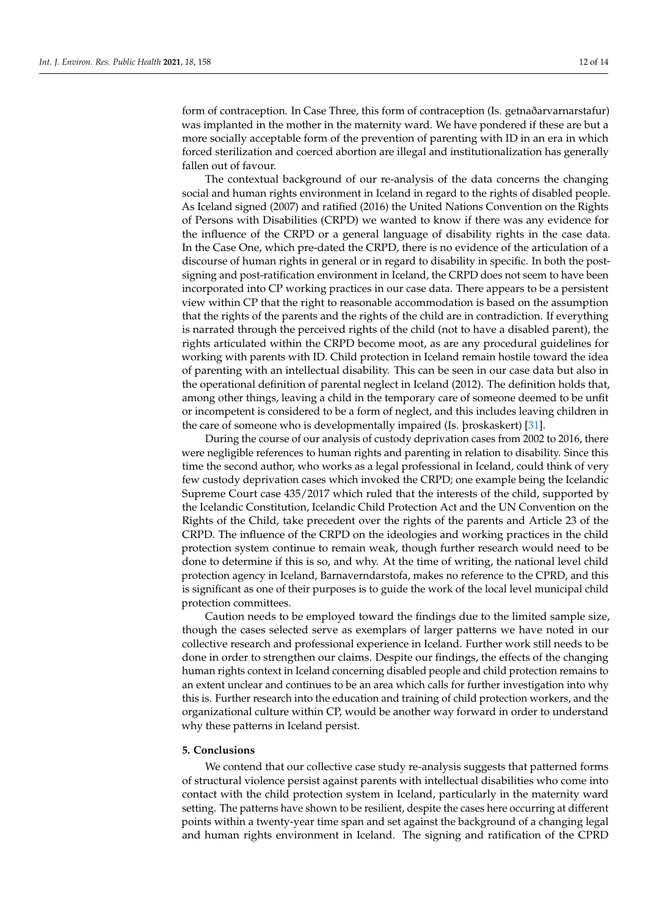form of contraception. In Case Three, this form of contraception (Is. getnaðarvarnarstafur) was implanted in the mother in the maternity ward. We have pondered if these are but a more socially acceptable form of the prevention of parenting with ID in an era in which forced sterilization and coerced abortion are illegal and institutionalization has generally fallen out of favour.

The contextual background of our re-analysis of the data concerns the changing social and human rights environment in Iceland in regard to the rights of disabled people. As Iceland signed (2007) and ratified (2016) the United Nations Convention on the Rights of Persons with Disabilities (CRPD) we wanted to know if there was any evidence for the influence of the CRPD or a general language of disability rights in the case data. In the Case One, which pre-dated the CRPD, there is no evidence of the articulation of a discourse of human rights in general or in regard to disability in specific. In both the post-signing and post-ratification environment in Iceland, the CRPD does not seem to have been incorporated into CP working practices in our case data. There appears to be a persistent view within CP that the right to reasonable accommodation is based on the assumption that the rights of the parents and the rights of the child are in contradiction. If everything is narrated through the perceived rights of the child (not to have a disabled parent), the rights articulated within the CRPD become moot, as are any procedural guidelines for working with parents with ID. Child protection in Iceland remain hostile toward the idea of parenting with an intellectual disability. This can be seen in our case data but also in the operational definition of parental neglect in Iceland (2012). The definition holds that, among other things, leaving a child in the temporary care of someone deemed to be unfit or incompetent is considered to be a form of neglect, and this includes leaving children in the care of someone who is developmentally impaired (Is. þroskaskert) [31].

During the course of our analysis of custody deprivation cases from 2002 to 2016, there were negligible references to human rights and parenting in relation to disability. Since this time the second author, who works as a legal professional in Iceland, could think of very few custody deprivation cases which invoked the CRPD; one example being the Icelandic Supreme Court case 435/2017 which ruled that the interests of the child, supported by the Icelandic Constitution, Icelandic Child Protection Act and the UN Convention on the Rights of the Child, take precedent over the rights of the parents and Article 23 of the CRPD. The influence of the CRPD on the ideologies and working practices in the child protection system continue to remain weak, though further research would need to be done to determine if this is so, and why. At the time of writing, the national level child protection agency in Iceland, Barnaverndarstofa, makes no reference to the CPRD, and this is significant as one of their purposes is to guide the work of the local level municipal child protection committees.

Caution needs to be employed toward the findings due to the limited sample size, though the cases selected serve as exemplars of larger patterns we have noted in our collective research and professional experience in Iceland. Further work still needs to be done in order to strengthen our claims. Despite our findings, the effects of the changing human rights context in Iceland concerning disabled people and child protection remains to an extent unclear and continues to be an area which calls for further investigation into why this is. Further research into the education and training of child protection workers, and the organizational culture within CP, would be another way forward in order to understand why these patterns in Iceland persist.

## 5. Conclusions

We contend that our collective case study re-analysis suggests that patterned forms of structural violence persist against parents with intellectual disabilities who come into contact with the child protection system in Iceland, particularly in the maternity ward setting. The patterns have shown to be resilient, despite the cases here occurring at different points within a twenty-year time span and set against the background of a changing legal and human rights environment in Iceland. The signing and ratification of the CPRD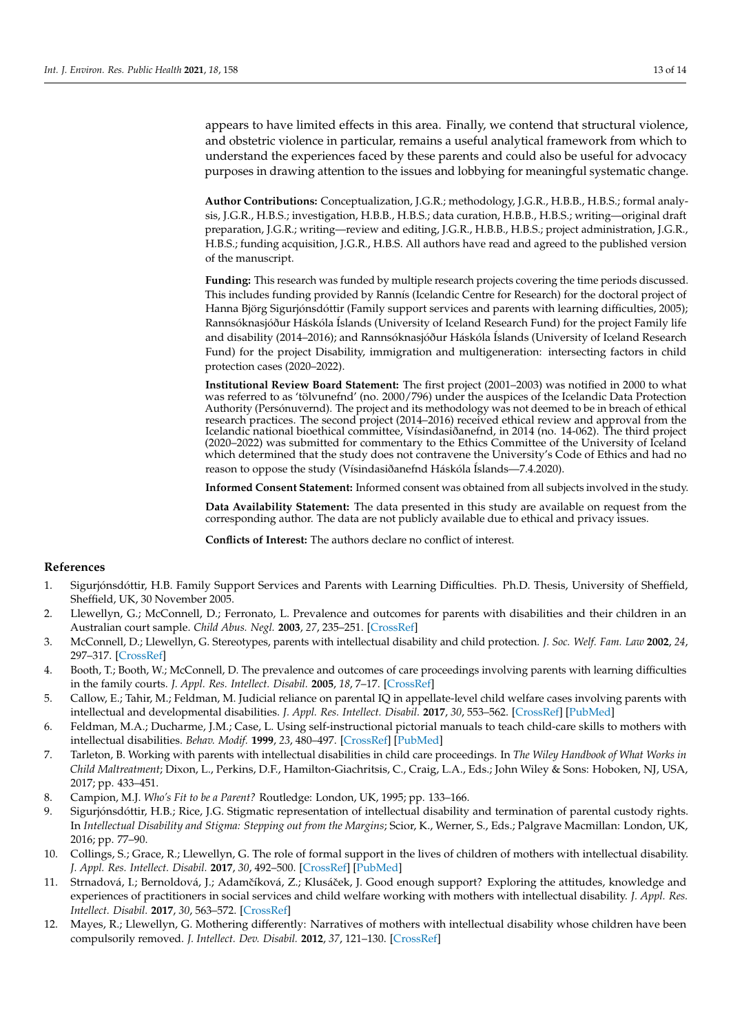appears to have limited effects in this area. Finally, we contend that structural violence, and obstetric violence in particular, remains a useful analytical framework from which to understand the experiences faced by these parents and could also be useful for advocacy purposes in drawing attention to the issues and lobbying for meaningful systematic change.

**Author Contributions:** Conceptualization, J.G.R.; methodology, J.G.R., H.B.B., H.B.S.; formal analysis, J.G.R., H.B.S.; investigation, H.B.B., H.B.S.; data curation, H.B.B., H.B.S.; writing—original draft preparation, J.G.R.; writing—review and editing, J.G.R., H.B.B., H.B.S.; project administration, J.G.R., H.B.S.; funding acquisition, J.G.R., H.B.S. All authors have read and agreed to the published version of the manuscript.

**Funding:** This research was funded by multiple research projects covering the time periods discussed. This includes funding provided by Rannís (Icelandic Centre for Research) for the doctoral project of Hanna Björg Sigurjónsdóttir (Family support services and parents with learning difficulties, 2005); Rannsóknasjóður Háskóla Íslands (University of Iceland Research Fund) for the project Family life and disability (2014–2016); and Rannsóknasjóður Háskóla Íslands (University of Iceland Research Fund) for the project Disability, immigration and multigeneration: intersecting factors in child protection cases (2020–2022).

**Institutional Review Board Statement:** The first project (2001–2003) was notified in 2000 to what was referred to as 'tölvunefnd' (no. 2000/796) under the auspices of the Icelandic Data Protection Authority (Persónuvernd). The project and its methodology was not deemed to be in breach of ethical research practices. The second project (2014–2016) received ethical review and approval from the Icelandic national bioethical committee, Vísindasiðanefnd, in 2014 (no. 14-062). The third project (2020–2022) was submitted for commentary to the Ethics Committee of the University of Iceland which determined that the study does not contravene the University's Code of Ethics and had no reason to oppose the study (Vísindasiðanefnd Háskóla Íslands—7.4.2020).

**Informed Consent Statement:** Informed consent was obtained from all subjects involved in the study.

**Data Availability Statement:** The data presented in this study are available on request from the corresponding author. The data are not publicly available due to ethical and privacy issues.

**Conflicts of Interest:** The authors declare no conflict of interest.

## References

1. Sigurjónsdóttir, H.B. Family Support Services and Parents with Learning Difficulties. Ph.D. Thesis, University of Sheffield, Sheffield, UK, 30 November 2005.
2. Llewellyn, G.; McConnell, D.; Ferronato, L. Prevalence and outcomes for parents with disabilities and their children in an Australian court sample. *Child Abus. Negl.* **2003**, *27*, 235–251. [CrossRef]
3. McConnell, D.; Llewellyn, G. Stereotypes, parents with intellectual disability and child protection. *J. Soc. Welf. Fam. Law* **2002**, *24*, 297–317. [CrossRef]
4. Booth, T.; Booth, W.; McConnell, D. The prevalence and outcomes of care proceedings involving parents with learning difficulties in the family courts. *J. Appl. Res. Intellect. Disabil.* **2005**, *18*, 7–17. [CrossRef]
5. Callow, E.; Tahir, M.; Feldman, M. Judicial reliance on parental IQ in appellate-level child welfare cases involving parents with intellectual and developmental disabilities. *J. Appl. Res. Intellect. Disabil.* **2017**, *30*, 553–562. [CrossRef] [PubMed]
6. Feldman, M.A.; Ducharme, J.M.; Case, L. Using self-instructional pictorial manuals to teach child-care skills to mothers with intellectual disabilities. *Behav. Modif.* **1999**, *23*, 480–497. [CrossRef] [PubMed]
7. Tarleton, B. Working with parents with intellectual disabilities in child care proceedings. In *The Wiley Handbook of What Works in Child Maltreatment*; Dixon, L., Perkins, D.F., Hamilton-Giachritsis, C., Craig, L.A., Eds.; John Wiley & Sons: Hoboken, NJ, USA, 2017; pp. 433–451.
8. Campion, M.J. *Who's Fit to be a Parent?* Routledge: London, UK, 1995; pp. 133–166.
9. Sigurjónsdóttir, H.B.; Rice, J.G. Stigmatic representation of intellectual disability and termination of parental custody rights. In *Intellectual Disability and Stigma: Stepping out from the Margins*; Scior, K., Werner, S., Eds.; Palgrave Macmillan: London, UK, 2016; pp. 77–90.
10. Collings, S.; Grace, R.; Llewellyn, G. The role of formal support in the lives of children of mothers with intellectual disability. *J. Appl. Res. Intellect. Disabil.* **2017**, *30*, 492–500. [CrossRef] [PubMed]
11. Strnadová, I.; Bernoldová, J.; Adamčíková, Z.; Klusáček, J. Good enough support? Exploring the attitudes, knowledge and experiences of practitioners in social services and child welfare working with mothers with intellectual disability. *J. Appl. Res. Intellect. Disabil.* **2017**, *30*, 563–572. [CrossRef]
12. Mayes, R.; Llewellyn, G. Mothering differently: Narratives of mothers with intellectual disability whose children have been compulsorily removed. *J. Intellect. Dev. Disabil.* **2012**, *37*, 121–130. [CrossRef]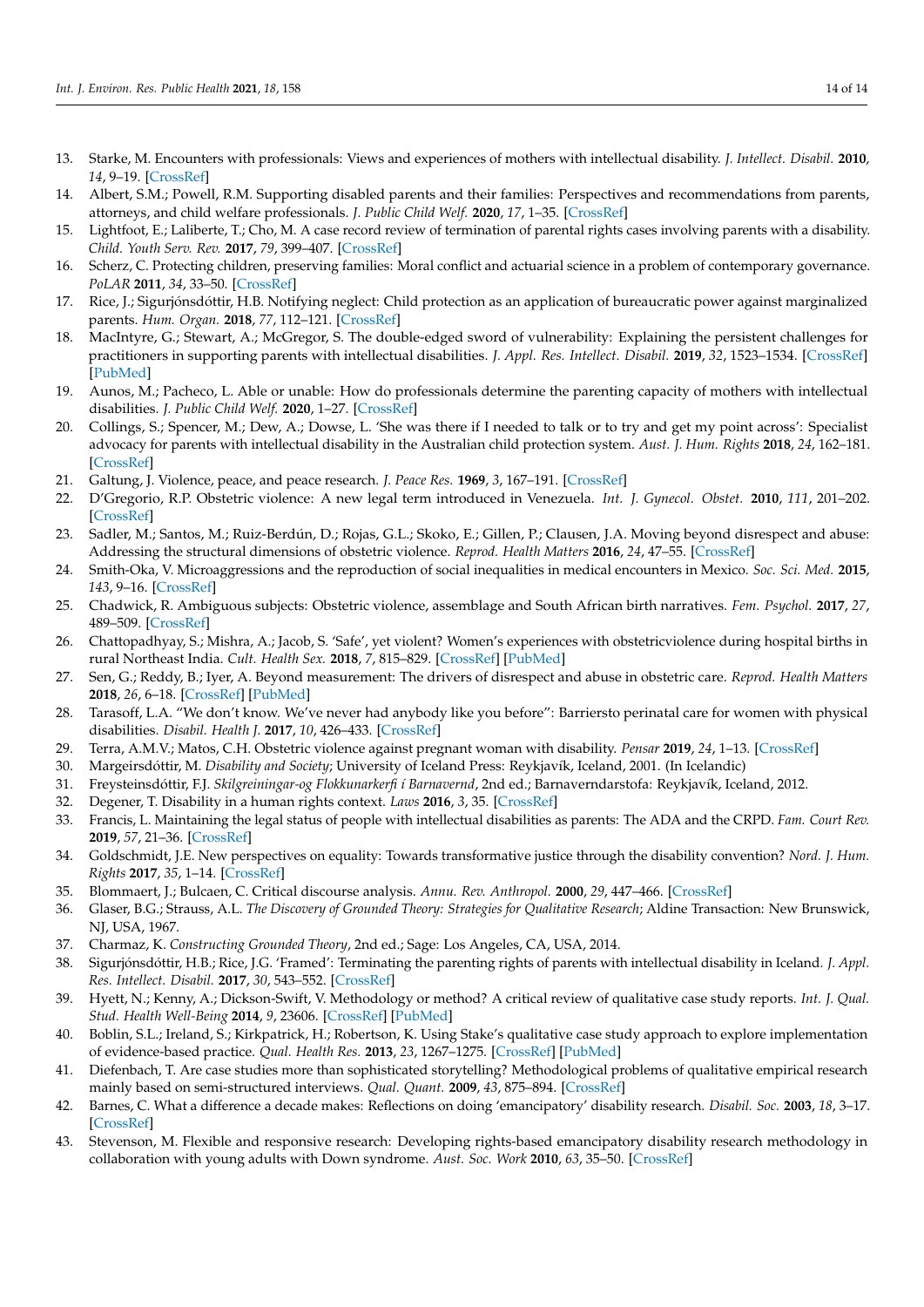13. Starke, M. Encounters with professionals: Views and experiences of mothers with intellectual disability. *J. Intellect. Disabil.* **2010**, *14*, 9–19. [CrossRef]
14. Albert, S.M.; Powell, R.M. Supporting disabled parents and their families: Perspectives and recommendations from parents, attorneys, and child welfare professionals. *J. Public Child Welf.* **2020**, *17*, 1–35. [CrossRef]
15. Lightfoot, E.; Laliberte, T.; Cho, M. A case record review of termination of parental rights cases involving parents with a disability. *Child. Youth Serv. Rev.* **2017**, *79*, 399–407. [CrossRef]
16. Scherz, C. Protecting children, preserving families: Moral conflict and actuarial science in a problem of contemporary governance. *PoLAR* **2011**, *34*, 33–50. [CrossRef]
17. Rice, J.; Sigurjónsdóttir, H.B. Notifying neglect: Child protection as an application of bureaucratic power against marginalized parents. *Hum. Organ.* **2018**, *77*, 112–121. [CrossRef]
18. MacIntyre, G.; Stewart, A.; McGregor, S. The double-edged sword of vulnerability: Explaining the persistent challenges for practitioners in supporting parents with intellectual disabilities. *J. Appl. Res. Intellect. Disabil.* **2019**, *32*, 1523–1534. [CrossRef] [PubMed]
19. Aunos, M.; Pacheco, L. Able or unable: How do professionals determine the parenting capacity of mothers with intellectual disabilities. *J. Public Child Welf.* **2020**, 1–27. [CrossRef]
20. Collings, S.; Spencer, M.; Dew, A.; Dowse, L. 'She was there if I needed to talk or to try and get my point across': Specialist advocacy for parents with intellectual disability in the Australian child protection system. *Aust. J. Hum. Rights* **2018**, *24*, 162–181. [CrossRef]
21. Galtung, J. Violence, peace, and peace research. *J. Peace Res.* **1969**, *3*, 167–191. [CrossRef]
22. D'Gregorio, R.P. Obstetric violence: A new legal term introduced in Venezuela. *Int. J. Gynecol. Obstet.* **2010**, *111*, 201–202. [CrossRef]
23. Sadler, M.; Santos, M.; Ruiz-Berdún, D.; Rojas, G.L.; Skoko, E.; Gillen, P.; Clausen, J.A. Moving beyond disrespect and abuse: Addressing the structural dimensions of obstetric violence. *Reprod. Health Matters* **2016**, *24*, 47–55. [CrossRef]
24. Smith-Oka, V. Microaggressions and the reproduction of social inequalities in medical encounters in Mexico. *Soc. Sci. Med.* **2015**, *143*, 9–16. [CrossRef]
25. Chadwick, R. Ambiguous subjects: Obstetric violence, assemblage and South African birth narratives. *Fem. Psychol.* **2017**, *27*, 489–509. [CrossRef]
26. Chattopadhyay, S.; Mishra, A.; Jacob, S. 'Safe', yet violent? Women's experiences with obstetricviolence during hospital births in rural Northeast India. *Cult. Health Sex.* **2018**, *7*, 815–829. [CrossRef] [PubMed]
27. Sen, G.; Reddy, B.; Iyer, A. Beyond measurement: The drivers of disrespect and abuse in obstetric care. *Reprod. Health Matters* **2018**, *26*, 6–18. [CrossRef] [PubMed]
28. Tarasoff, L.A. "We don't know. We've never had anybody like you before": Barriersto perinatal care for women with physical disabilities. *Disabil. Health J.* **2017**, *10*, 426–433. [CrossRef]
29. Terra, A.M.V.; Matos, C.H. Obstetric violence against pregnant woman with disability. *Pensar* **2019**, *24*, 1–13. [CrossRef]
30. Margeirsdóttir, M. *Disability and Society*; University of Iceland Press: Reykjavík, Iceland, 2001. (In Icelandic)
31. Freysteinsdóttir, F.J. *Skilgreiningar-og Flokkunarkerfi í Barnavernd*, 2nd ed.; Barnaverndarstofa: Reykjavík, Iceland, 2012.
32. Degener, T. Disability in a human rights context. *Laws* **2016**, *3*, 35. [CrossRef]
33. Francis, L. Maintaining the legal status of people with intellectual disabilities as parents: The ADA and the CRPD. *Fam. Court Rev.* **2019**, *57*, 21–36. [CrossRef]
34. Goldschmidt, J.E. New perspectives on equality: Towards transformative justice through the disability convention? *Nord. J. Hum. Rights* **2017**, *35*, 1–14. [CrossRef]
35. Blommaert, J.; Bulcaen, C. Critical discourse analysis. *Annu. Rev. Anthropol.* **2000**, *29*, 447–466. [CrossRef]
36. Glaser, B.G.; Strauss, A.L. *The Discovery of Grounded Theory: Strategies for Qualitative Research*; Aldine Transaction: New Brunswick, NJ, USA, 1967.
37. Charmaz, K. *Constructing Grounded Theory*, 2nd ed.; Sage: Los Angeles, CA, USA, 2014.
38. Sigurjónsdóttir, H.B.; Rice, J.G. 'Framed': Terminating the parenting rights of parents with intellectual disability in Iceland. *J. Appl. Res. Intellect. Disabil.* **2017**, *30*, 543–552. [CrossRef]
39. Hyett, N.; Kenny, A.; Dickson-Swift, V. Methodology or method? A critical review of qualitative case study reports. *Int. J. Qual. Stud. Health Well-Being* **2014**, *9*, 23606. [CrossRef] [PubMed]
40. Boblin, S.L.; Ireland, S.; Kirkpatrick, H.; Robertson, K. Using Stake's qualitative case study approach to explore implementation of evidence-based practice. *Qual. Health Res.* **2013**, *23*, 1267–1275. [CrossRef] [PubMed]
41. Diefenbach, T. Are case studies more than sophisticated storytelling? Methodological problems of qualitative empirical research mainly based on semi-structured interviews. *Qual. Quant.* **2009**, *43*, 875–894. [CrossRef]
42. Barnes, C. What a difference a decade makes: Reflections on doing 'emancipatory' disability research. *Disabil. Soc.* **2003**, *18*, 3–17. [CrossRef]
43. Stevenson, M. Flexible and responsive research: Developing rights-based emancipatory disability research methodology in collaboration with young adults with Down syndrome. *Aust. Soc. Work* **2010**, *63*, 35–50. [CrossRef]